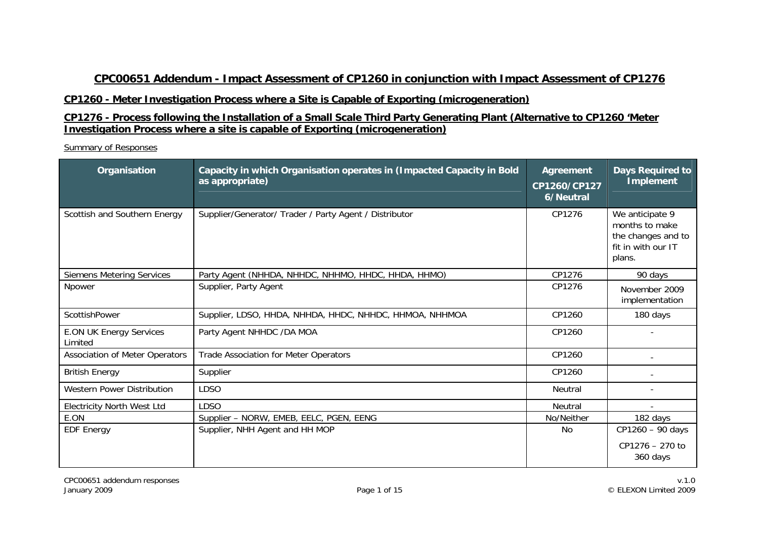# CPC00651 Addendum - Impact Assessment of CP1260 in conjunction with Impact Assessment of CP1276

## CP1260 - Meter Investigation Process where a Site is Capable of Exporting (microgeneration)

## CP1276 - Process following the Installation of a Small Scale Third Party Generating Plant (Alternative to CP1260 'Meter Investigation Process where a site is capable of Exporting (microgeneration)

Summary of Responses

| Organisation | Capacity in which Organisation operates in (Impacted Capacity in Bold as appropriate) | Agreement CP1260/CP1276/Neutral | Days Required to Implement |
|---|---|---|---|
| Scottish and Southern Energy | Supplier/Generator/ Trader / Party Agent / Distributor | CP1276 | We anticipate 9 months to make the changes and to fit in with our IT plans. |
| Siemens Metering Services | Party Agent (NHHDA, NHHDC, NHHMO, HHDC, HHDA, HHMO) | CP1276 | 90 days |
| Npower | Supplier, Party Agent | CP1276 | November 2009 implementation |
| ScottishPower | Supplier, LDSO, HHDA, NHHDA, HHDC, NHHDC, HHMOA, NHHMOA | CP1260 | 180 days |
| E.ON UK Energy Services Limited | Party Agent NHHDC /DA MOA | CP1260 | - |
| Association of Meter Operators | Trade Association for Meter Operators | CP1260 | - |
| British Energy | Supplier | CP1260 | - |
| Western Power Distribution | LDSO | Neutral | - |
| Electricity North West Ltd | LDSO | Neutral | - |
| E.ON | Supplier – NORW, EMEB, EELC, PGEN, EENG | No/Neither | 182 days |
| EDF Energy | Supplier, NHH Agent and HH MOP | No | CP1260 – 90 days<br>CP1276 – 270 to 360 days |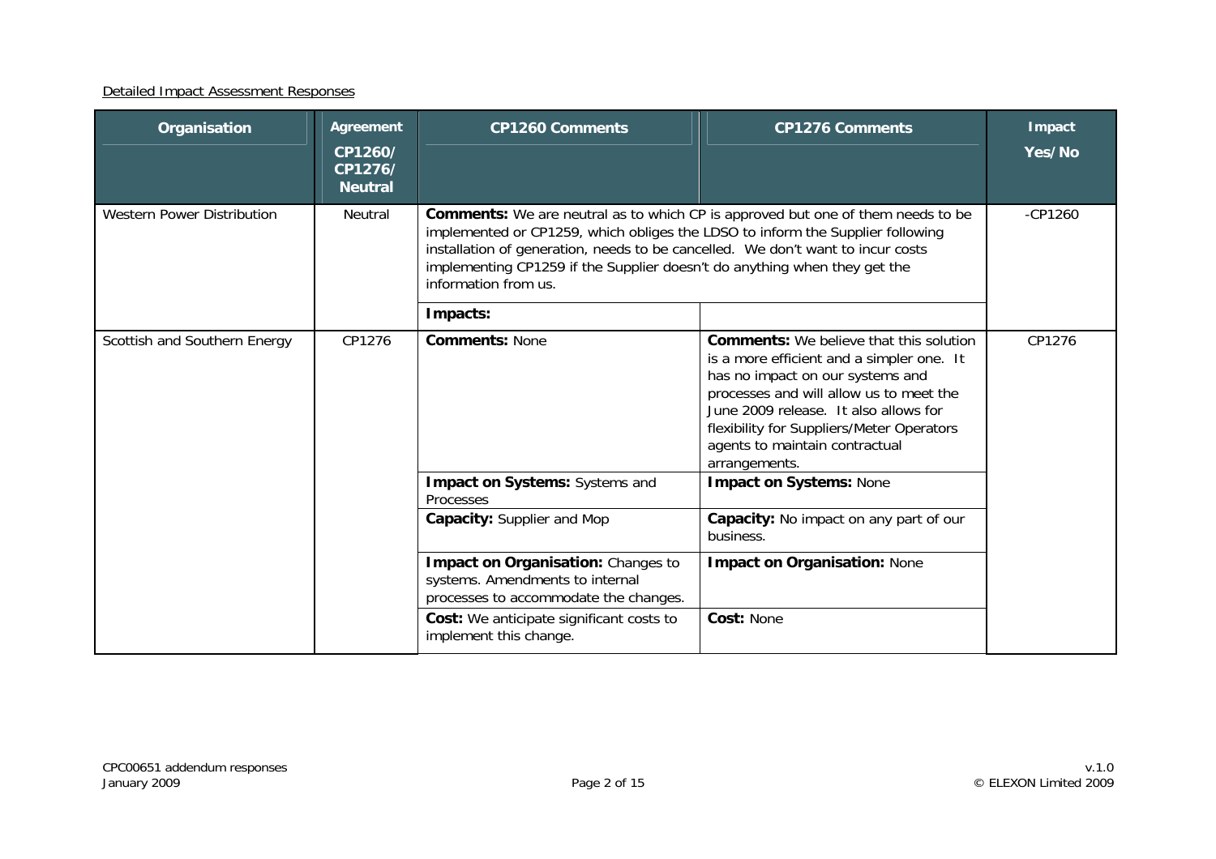Detailed Impact Assessment Responses

| Organisation | Agreement CP1260/ CP1276/ Neutral | CP1260 Comments | CP1276 Comments | Impact Yes/No |
|---|---|---|---|---|
| Western Power Distribution | Neutral | **Comments:** We are neutral as to which CP is approved but one of them needs to be implemented or CP1259, which obliges the LDSO to inform the Supplier following installation of generation, needs to be cancelled. We don't want to incur costs implementing CP1259 if the Supplier doesn't do anything when they get the information from us. | | -CP1260 |
| | | **Impacts:** | | |
| Scottish and Southern Energy | CP1276 | **Comments:** None | **Comments:** We believe that this solution is a more efficient and a simpler one. It has no impact on our systems and processes and will allow us to meet the June 2009 release. It also allows for flexibility for Suppliers/Meter Operators agents to maintain contractual arrangements. | CP1276 |
| | | **Impact on Systems:** Systems and Processes | **Impact on Systems:** None | |
| | | **Capacity:** Supplier and Mop | **Capacity:** No impact on any part of our business. | |
| | | **Impact on Organisation:** Changes to systems. Amendments to internal processes to accommodate the changes. | **Impact on Organisation:** None | |
| | | **Cost:** We anticipate significant costs to implement this change. | **Cost:** None | |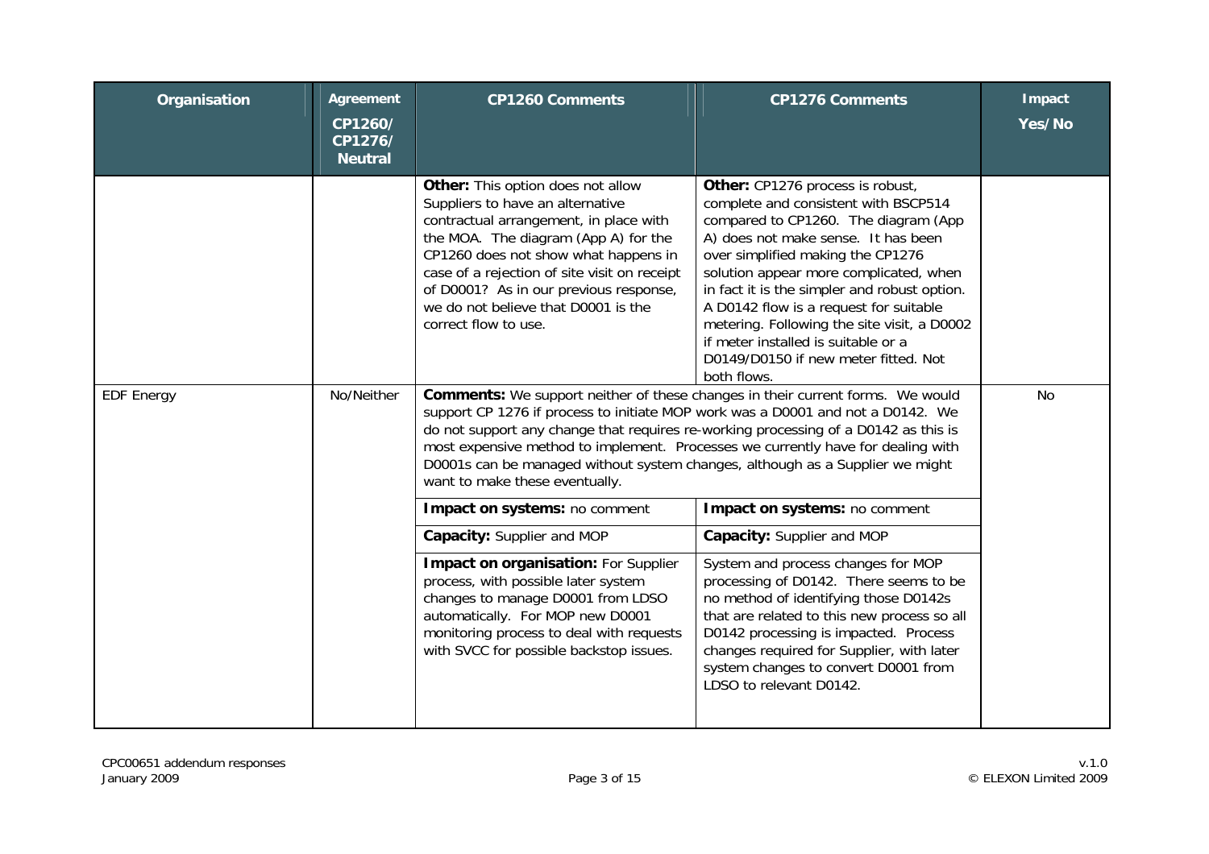| Organisation | Agreement CP1260/ CP1276/ Neutral | CP1260 Comments | CP1276 Comments | Impact Yes/No |
|---|---|---|---|---|
| | | **Other:** This option does not allow Suppliers to have an alternative contractual arrangement, in place with the MOA. The diagram (App A) for the CP1260 does not show what happens in case of a rejection of site visit on receipt of D0001? As in our previous response, we do not believe that D0001 is the correct flow to use. | **Other:** CP1276 process is robust, complete and consistent with BSCP514 compared to CP1260. The diagram (App A) does not make sense. It has been over simplified making the CP1276 solution appear more complicated, when in fact it is the simpler and robust option. A D0142 flow is a request for suitable metering. Following the site visit, a D0002 if meter installed is suitable or a D0149/D0150 if new meter fitted. Not both flows. | |
| EDF Energy | No/Neither | **Comments:** We support neither of these changes in their current forms. We would support CP 1276 if process to initiate MOP work was a D0001 and not a D0142. We do not support any change that requires re-working processing of a D0142 as this is most expensive method to implement. Processes we currently have for dealing with D0001s can be managed without system changes, although as a Supplier we might want to make these eventually. | | No |
| | | **Impact on systems:** no comment | **Impact on systems:** no comment | |
| | | **Capacity:** Supplier and MOP | **Capacity:** Supplier and MOP | |
| | | **Impact on organisation:** For Supplier process, with possible later system changes to manage D0001 from LDSO automatically. For MOP new D0001 monitoring process to deal with requests with SVCC for possible backstop issues. | System and process changes for MOP processing of D0142. There seems to be no method of identifying those D0142s that are related to this new process so all D0142 processing is impacted. Process changes required for Supplier, with later system changes to convert D0001 from LDSO to relevant D0142. | |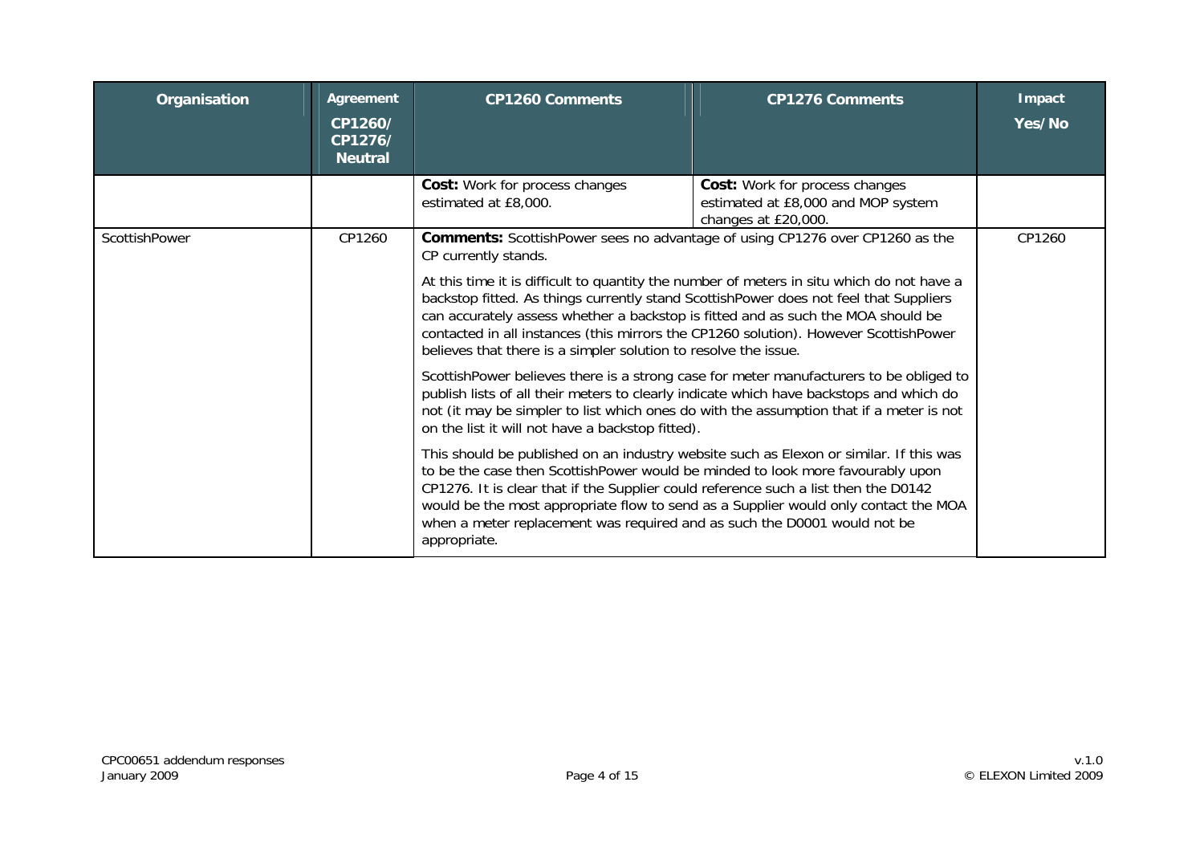| Organisation | Agreement CP1260/ CP1276/ Neutral | CP1260 Comments | CP1276 Comments | Impact Yes/No |
|---|---|---|---|---|
| | | **Cost:** Work for process changes estimated at £8,000. | **Cost:** Work for process changes estimated at £8,000 and MOP system changes at £20,000. | |
| ScottishPower | CP1260 | **Comments:** ScottishPower sees no advantage of using CP1276 over CP1260 as the CP currently stands.<br><br>At this time it is difficult to quantity the number of meters in situ which do not have a backstop fitted. As things currently stand ScottishPower does not feel that Suppliers can accurately assess whether a backstop is fitted and as such the MOA should be contacted in all instances (this mirrors the CP1260 solution). However ScottishPower believes that there is a simpler solution to resolve the issue.<br><br>ScottishPower believes there is a strong case for meter manufacturers to be obliged to publish lists of all their meters to clearly indicate which have backstops and which do not (it may be simpler to list which ones do with the assumption that if a meter is not on the list it will not have a backstop fitted).<br><br>This should be published on an industry website such as Elexon or similar. If this was to be the case then ScottishPower would be minded to look more favourably upon CP1276. It is clear that if the Supplier could reference such a list then the D0142 would be the most appropriate flow to send as a Supplier would only contact the MOA when a meter replacement was required and as such the D0001 would not be appropriate. | | CP1260 |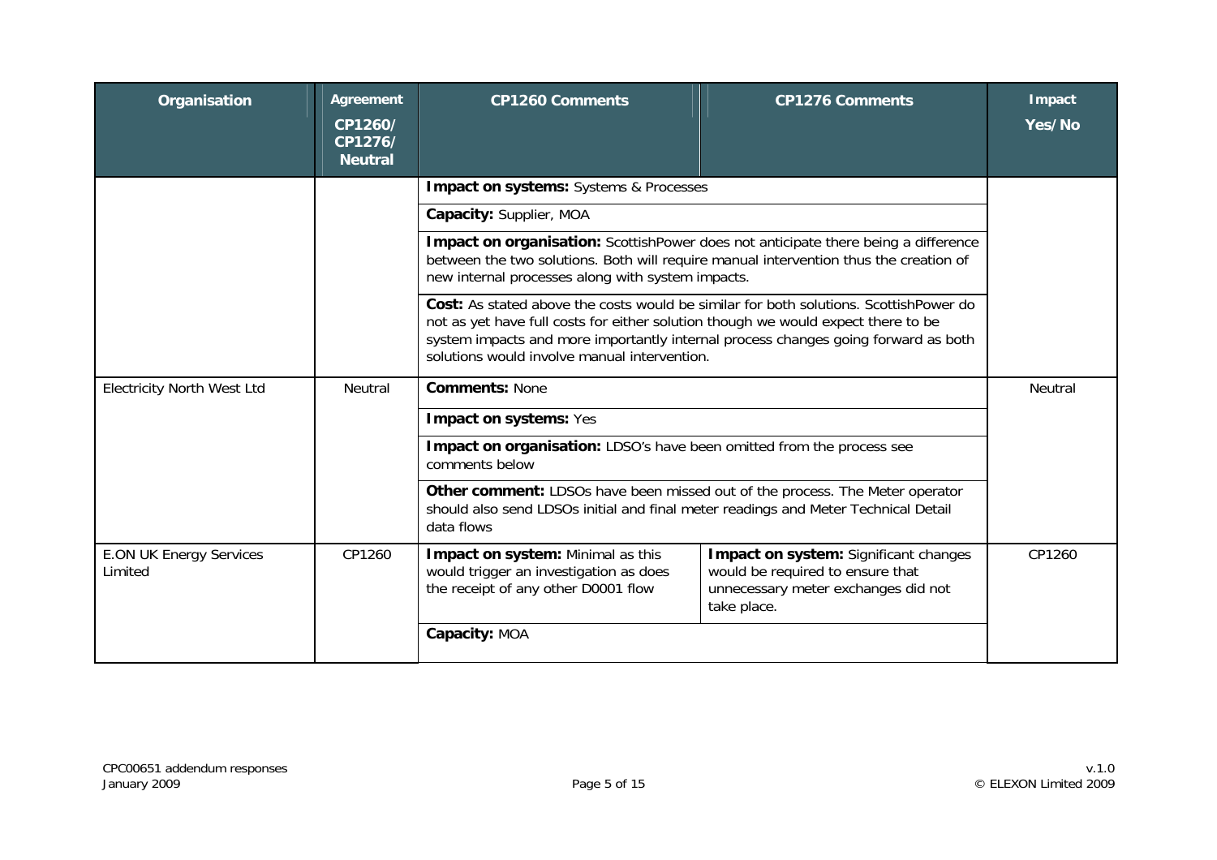| Organisation | Agreement CP1260/ CP1276/ Neutral | CP1260 Comments | CP1276 Comments | Impact Yes/No |
|---|---|---|---|---|
| | | **Impact on systems:** Systems & Processes | | |
| | | **Capacity:** Supplier, MOA | | |
| | | **Impact on organisation:** ScottishPower does not anticipate there being a difference between the two solutions. Both will require manual intervention thus the creation of new internal processes along with system impacts. | | |
| | | **Cost:** As stated above the costs would be similar for both solutions. ScottishPower do not as yet have full costs for either solution though we would expect there to be system impacts and more importantly internal process changes going forward as both solutions would involve manual intervention. | | |
| Electricity North West Ltd | Neutral | **Comments:** None | | Neutral |
| | | **Impact on systems:** Yes | | |
| | | **Impact on organisation:** LDSO's have been omitted from the process see comments below | | |
| | | **Other comment:** LDSOs have been missed out of the process. The Meter operator should also send LDSOs initial and final meter readings and Meter Technical Detail data flows | | |
| E.ON UK Energy Services Limited | CP1260 | **Impact on system:** Minimal as this would trigger an investigation as does the receipt of any other D0001 flow | **Impact on system:** Significant changes would be required to ensure that unnecessary meter exchanges did not take place. | CP1260 |
| | | **Capacity:** MOA | | |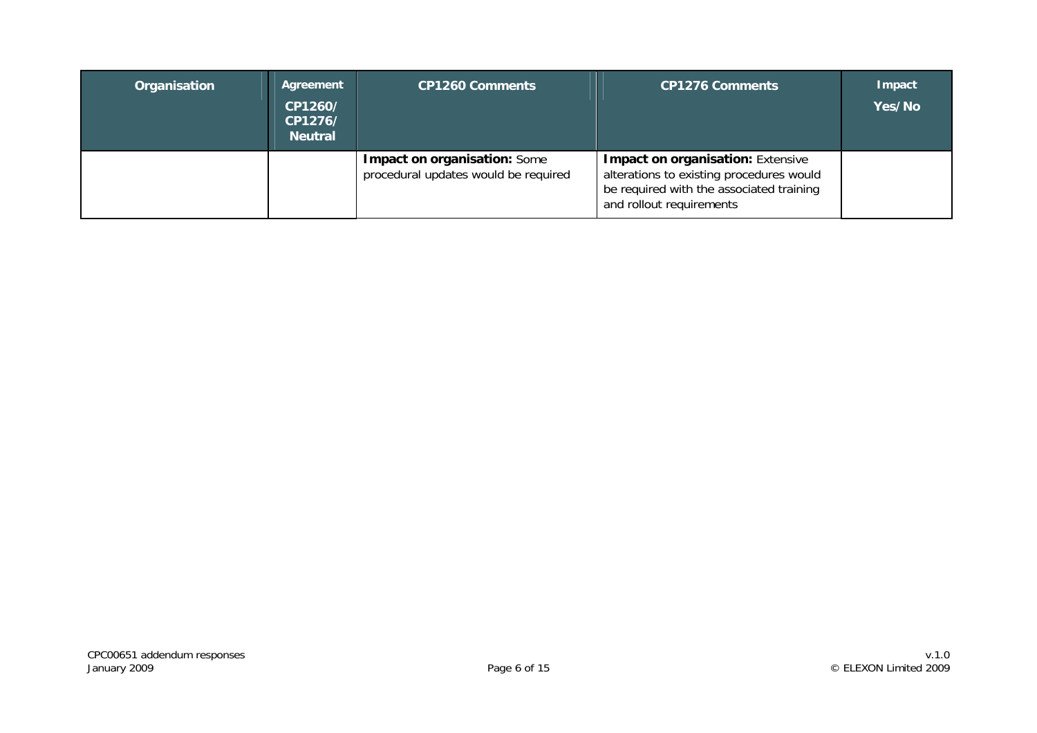| Organisation | Agreement CP1260/ CP1276/ Neutral | CP1260 Comments | CP1276 Comments | Impact Yes/No |
|---|---|---|---|---|
| | | **Impact on organisation:** Some procedural updates would be required | **Impact on organisation:** Extensive alterations to existing procedures would be required with the associated training and rollout requirements | |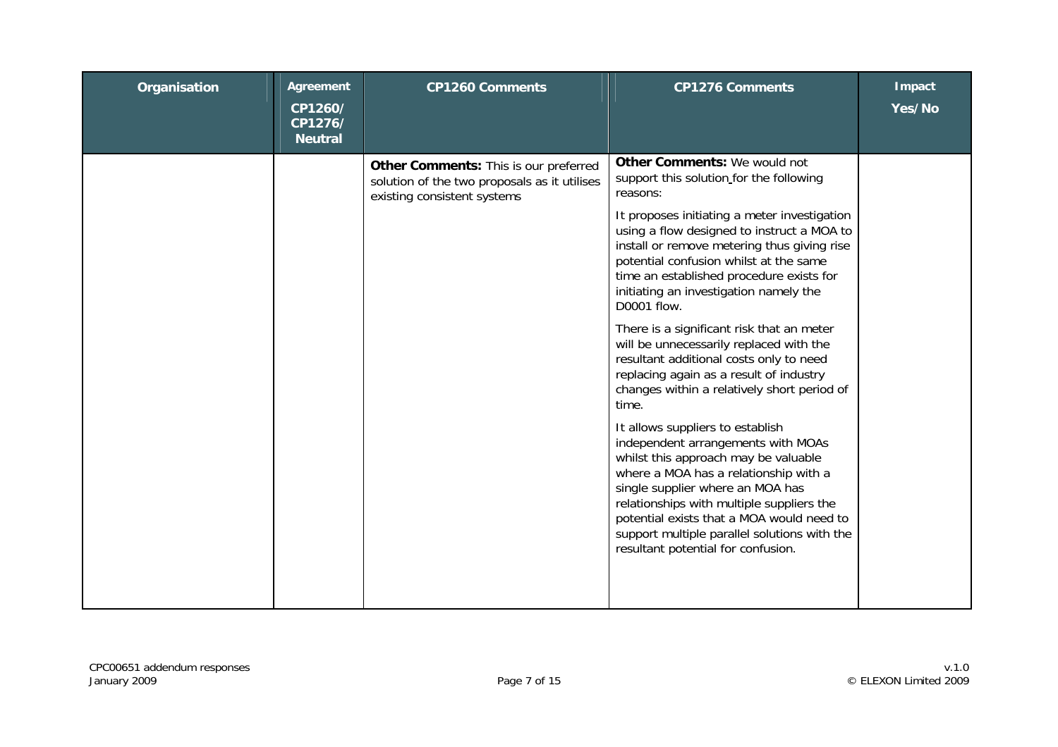| Organisation | Agreement CP1260/ CP1276/ Neutral | CP1260 Comments | CP1276 Comments | Impact Yes/No |
|---|---|---|---|---|
| | | **Other Comments:** This is our preferred solution of the two proposals as it utilises existing consistent systems | **Other Comments:** We would not support this solution for the following reasons:<br><br>It proposes initiating a meter investigation using a flow designed to instruct a MOA to install or remove metering thus giving rise potential confusion whilst at the same time an established procedure exists for initiating an investigation namely the D0001 flow.<br><br>There is a significant risk that an meter will be unnecessarily replaced with the resultant additional costs only to need replacing again as a result of industry changes within a relatively short period of time.<br><br>It allows suppliers to establish independent arrangements with MOAs whilst this approach may be valuable where a MOA has a relationship with a single supplier where an MOA has relationships with multiple suppliers the potential exists that a MOA would need to support multiple parallel solutions with the resultant potential for confusion. | |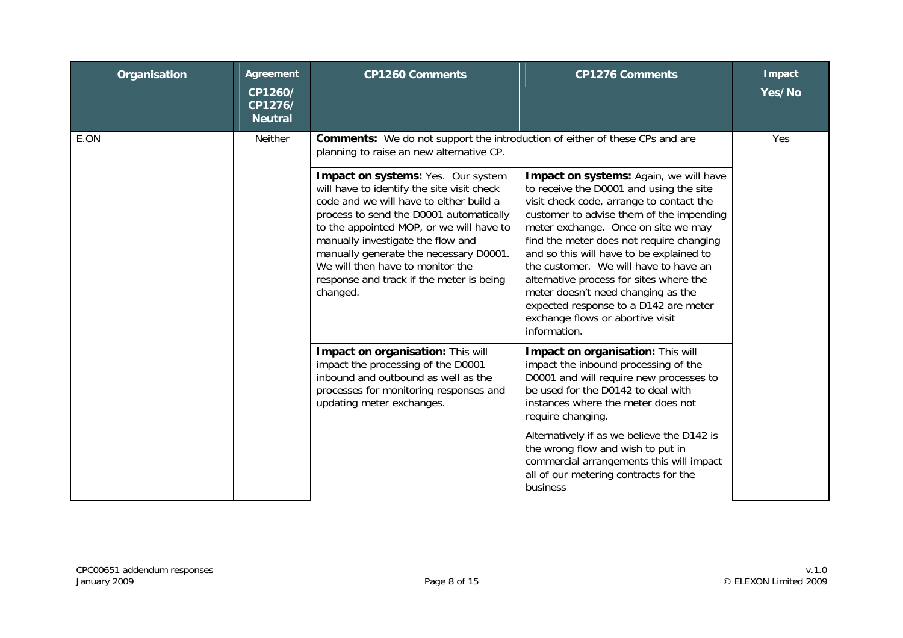| Organisation | Agreement CP1260/ CP1276/ Neutral | CP1260 Comments | CP1276 Comments | Impact Yes/No |
|---|---|---|---|---|
| E.ON | Neither | **Comments:** We do not support the introduction of either of these CPs and are planning to raise an new alternative CP. | | Yes |
| | | **Impact on systems:** Yes. Our system will have to identify the site visit check code and we will have to either build a process to send the D0001 automatically to the appointed MOP, or we will have to manually investigate the flow and manually generate the necessary D0001. We will then have to monitor the response and track if the meter is being changed. | **Impact on systems:** Again, we will have to receive the D0001 and using the site visit check code, arrange to contact the customer to advise them of the impending meter exchange. Once on site we may find the meter does not require changing and so this will have to be explained to the customer. We will have to have an alternative process for sites where the meter doesn't need changing as the expected response to a D142 are meter exchange flows or abortive visit information. | |
| | | **Impact on organisation:** This will impact the processing of the D0001 inbound and outbound as well as the processes for monitoring responses and updating meter exchanges. | **Impact on organisation:** This will impact the inbound processing of the D0001 and will require new processes to be used for the D0142 to deal with instances where the meter does not require changing.<br><br>Alternatively if as we believe the D142 is the wrong flow and wish to put in commercial arrangements this will impact all of our metering contracts for the business | |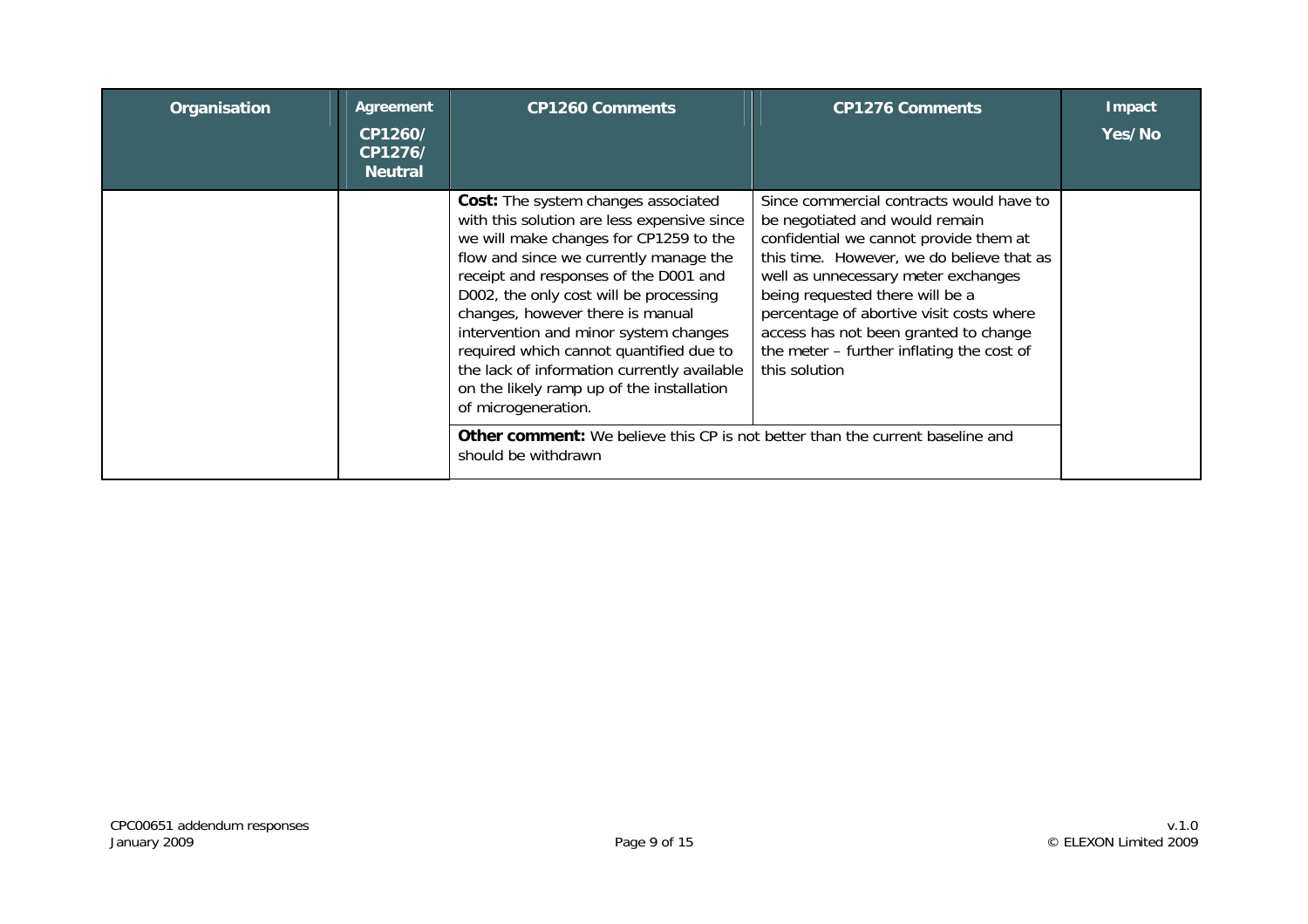| Organisation | Agreement CP1260/ CP1276/ Neutral | CP1260 Comments | CP1276 Comments | Impact Yes/No |
| --- | --- | --- | --- | --- |
| | | **Cost:** The system changes associated with this solution are less expensive since we will make changes for CP1259 to the flow and since we currently manage the receipt and responses of the D001 and D002, the only cost will be processing changes, however there is manual intervention and minor system changes required which cannot quantified due to the lack of information currently available on the likely ramp up of the installation of microgeneration. | Since commercial contracts would have to be negotiated and would remain confidential we cannot provide them at this time. However, we do believe that as well as unnecessary meter exchanges being requested there will be a percentage of abortive visit costs where access has not been granted to change the meter – further inflating the cost of this solution | |
| | | **Other comment:** We believe this CP is not better than the current baseline and should be withdrawn | | |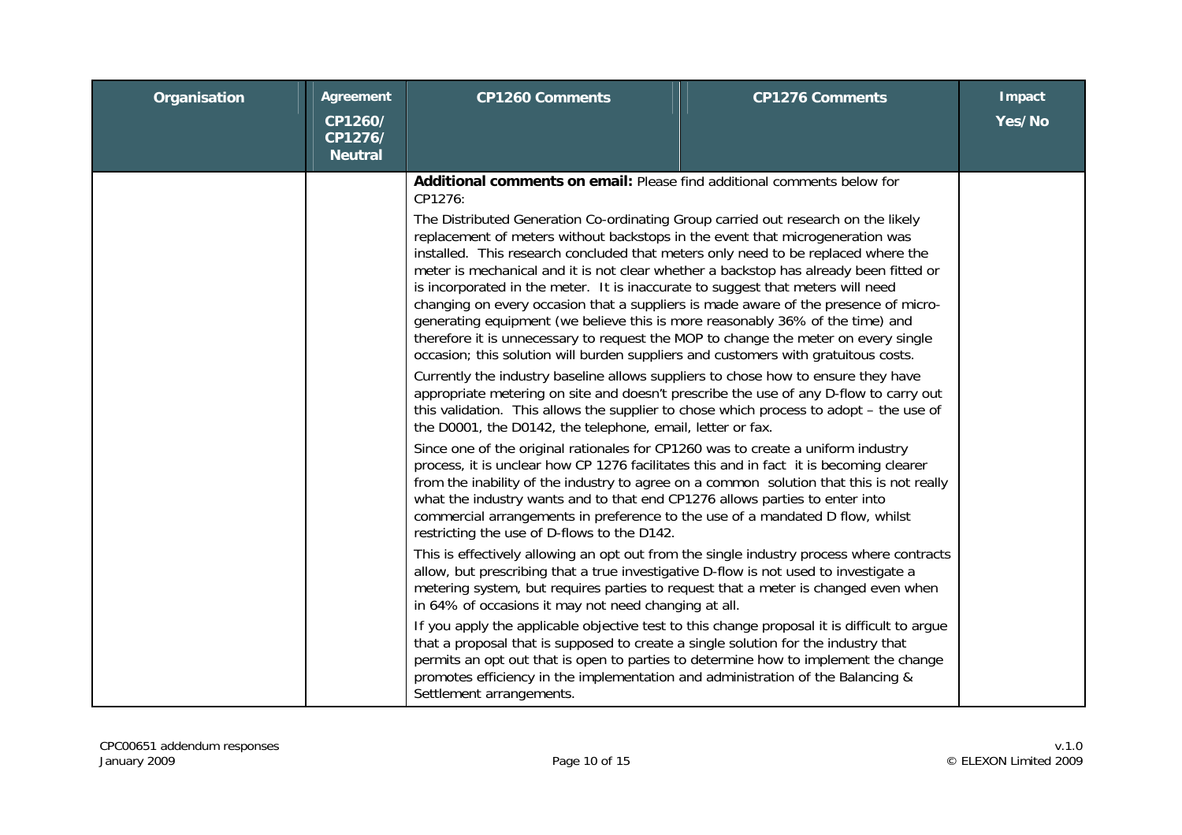| Organisation | Agreement CP1260/ CP1276/ Neutral | CP1260 Comments | CP1276 Comments | Impact Yes/No |
|---|---|---|---|---|
| | | **Additional comments on email:** Please find additional comments below for CP1276:<br><br>The Distributed Generation Co-ordinating Group carried out research on the likely replacement of meters without backstops in the event that microgeneration was installed. This research concluded that meters only need to be replaced where the meter is mechanical and it is not clear whether a backstop has already been fitted or is incorporated in the meter. It is inaccurate to suggest that meters will need changing on every occasion that a suppliers is made aware of the presence of micro-generating equipment (we believe this is more reasonably 36% of the time) and therefore it is unnecessary to request the MOP to change the meter on every single occasion; this solution will burden suppliers and customers with gratuitous costs.<br><br>Currently the industry baseline allows suppliers to chose how to ensure they have appropriate metering on site and doesn't prescribe the use of any D-flow to carry out this validation. This allows the supplier to chose which process to adopt – the use of the D0001, the D0142, the telephone, email, letter or fax.<br><br>Since one of the original rationales for CP1260 was to create a uniform industry process, it is unclear how CP 1276 facilitates this and in fact it is becoming clearer from the inability of the industry to agree on a common solution that this is not really what the industry wants and to that end CP1276 allows parties to enter into commercial arrangements in preference to the use of a mandated D flow, whilst restricting the use of D-flows to the D142.<br><br>This is effectively allowing an opt out from the single industry process where contracts allow, but prescribing that a true investigative D-flow is not used to investigate a metering system, but requires parties to request that a meter is changed even when in 64% of occasions it may not need changing at all.<br><br>If you apply the applicable objective test to this change proposal it is difficult to argue that a proposal that is supposed to create a single solution for the industry that permits an opt out that is open to parties to determine how to implement the change promotes efficiency in the implementation and administration of the Balancing & Settlement arrangements. | | |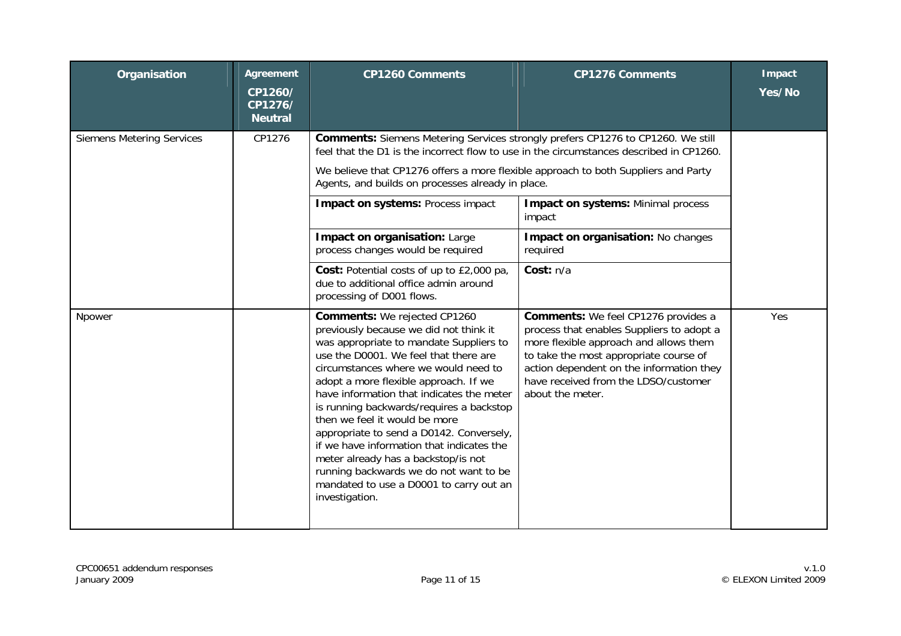| Organisation | Agreement CP1260/ CP1276/ Neutral | CP1260 Comments | CP1276 Comments | Impact Yes/No |
|---|---|---|---|---|
| Siemens Metering Services | CP1276 | **Comments:** Siemens Metering Services strongly prefers CP1276 to CP1260. We still feel that the D1 is the incorrect flow to use in the circumstances described in CP1260. We believe that CP1276 offers a more flexible approach to both Suppliers and Party Agents, and builds on processes already in place. | | |
| | | **Impact on systems:** Process impact | **Impact on systems:** Minimal process impact | |
| | | **Impact on organisation:** Large process changes would be required | **Impact on organisation:** No changes required | |
| | | **Cost:** Potential costs of up to £2,000 pa, due to additional office admin around processing of D001 flows. | **Cost:** n/a | |
| Npower | | **Comments:** We rejected CP1260 previously because we did not think it was appropriate to mandate Suppliers to use the D0001. We feel that there are circumstances where we would need to adopt a more flexible approach. If we have information that indicates the meter is running backwards/requires a backstop then we feel it would be more appropriate to send a D0142. Conversely, if we have information that indicates the meter already has a backstop/is not running backwards we do not want to be mandated to use a D0001 to carry out an investigation. | **Comments:** We feel CP1276 provides a process that enables Suppliers to adopt a more flexible approach and allows them to take the most appropriate course of action dependent on the information they have received from the LDSO/customer about the meter. | Yes |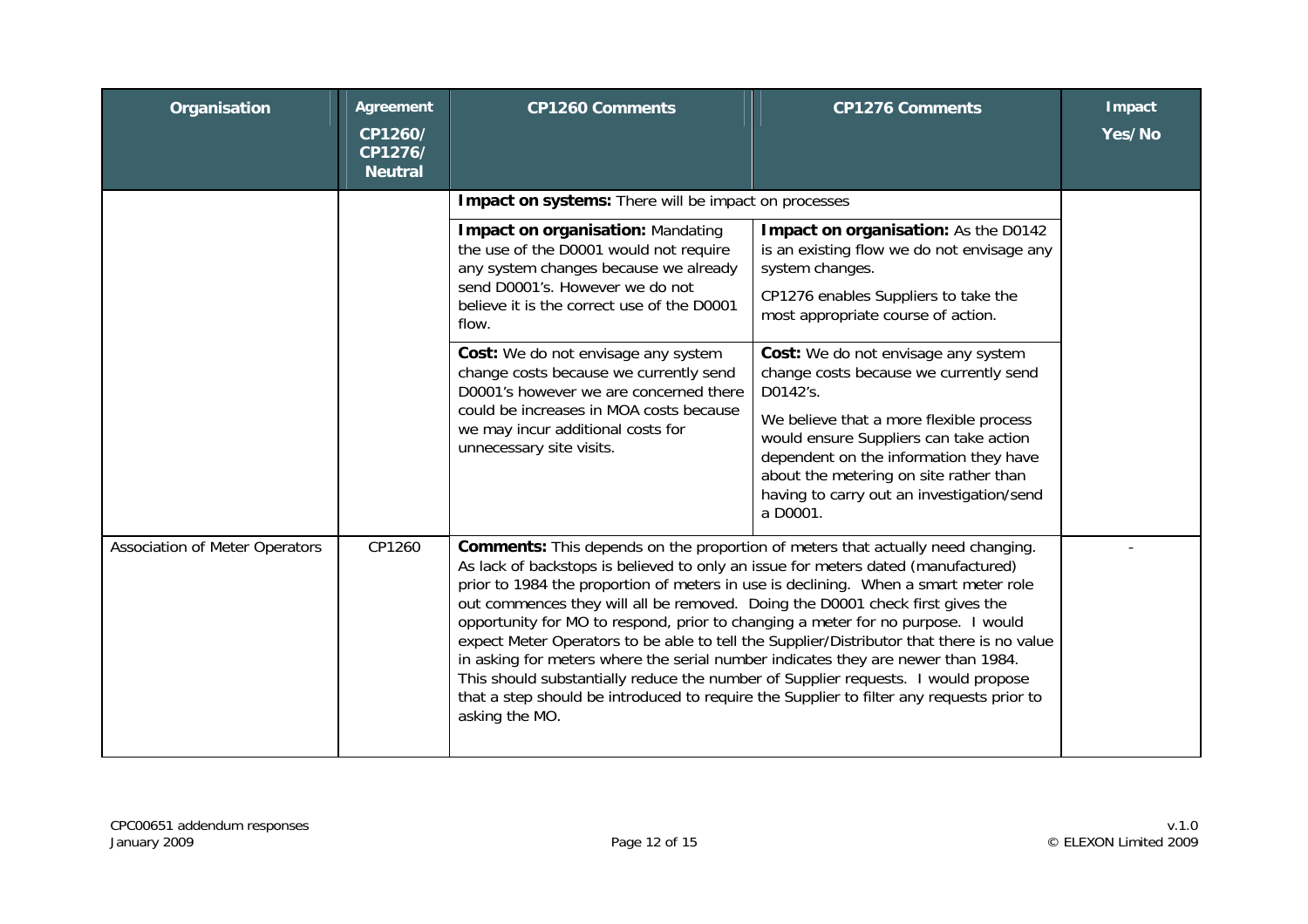| Organisation | Agreement CP1260/ CP1276/ Neutral | CP1260 Comments | CP1276 Comments | Impact Yes/No |
|---|---|---|---|---|
| | | **Impact on systems:** There will be impact on processes | | |
| | | **Impact on organisation:** Mandating the use of the D0001 would not require any system changes because we already send D0001's. However we do not believe it is the correct use of the D0001 flow. | **Impact on organisation:** As the D0142 is an existing flow we do not envisage any system changes. CP1276 enables Suppliers to take the most appropriate course of action. | |
| | | **Cost:** We do not envisage any system change costs because we currently send D0001's however we are concerned there could be increases in MOA costs because we may incur additional costs for unnecessary site visits. | **Cost:** We do not envisage any system change costs because we currently send D0142's. We believe that a more flexible process would ensure Suppliers can take action dependent on the information they have about the metering on site rather than having to carry out an investigation/send a D0001. | |
| Association of Meter Operators | CP1260 | **Comments:** This depends on the proportion of meters that actually need changing. As lack of backstops is believed to only an issue for meters dated (manufactured) prior to 1984 the proportion of meters in use is declining. When a smart meter role out commences they will all be removed. Doing the D0001 check first gives the opportunity for MO to respond, prior to changing a meter for no purpose. I would expect Meter Operators to be able to tell the Supplier/Distributor that there is no value in asking for meters where the serial number indicates they are newer than 1984. This should substantially reduce the number of Supplier requests. I would propose that a step should be introduced to require the Supplier to filter any requests prior to asking the MO. | | - |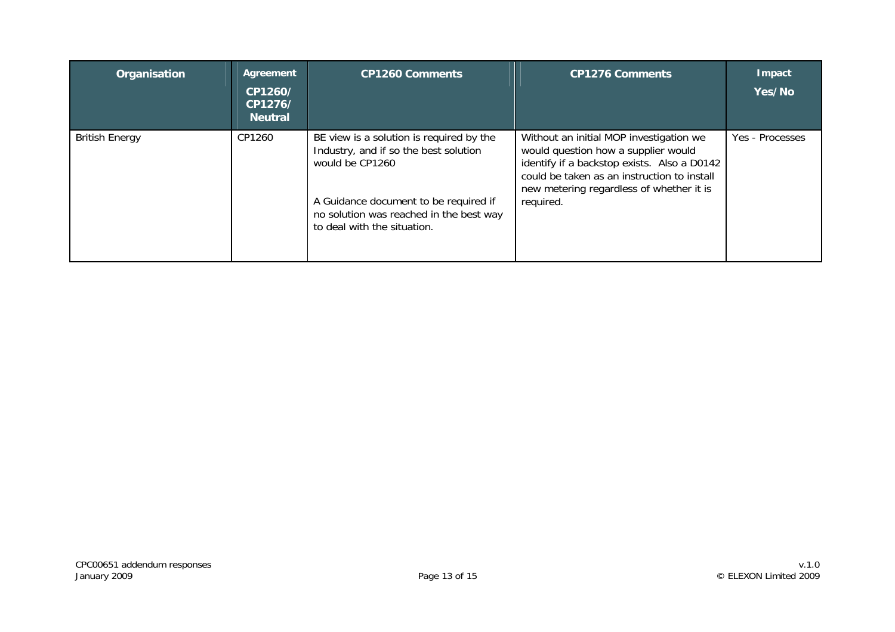| Organisation | Agreement CP1260/ CP1276/ Neutral | CP1260 Comments | CP1276 Comments | Impact Yes/No |
| --- | --- | --- | --- | --- |
| British Energy | CP1260 | BE view is a solution is required by the Industry, and if so the best solution would be CP1260<br><br>A Guidance document to be required if no solution was reached in the best way to deal with the situation. | Without an initial MOP investigation we would question how a supplier would identify if a backstop exists. Also a D0142 could be taken as an instruction to install new metering regardless of whether it is required. | Yes - Processes |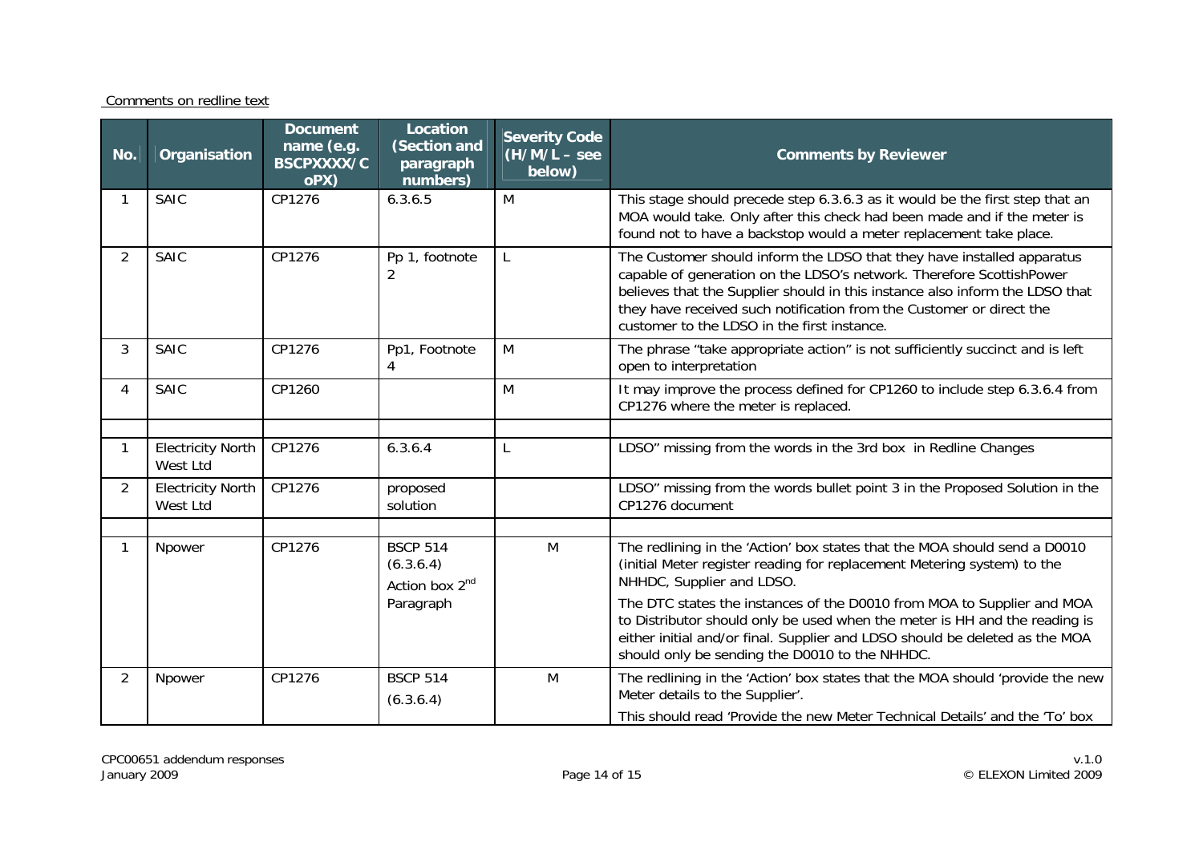Comments on redline text

| No. | Organisation | Document name (e.g. BSCPXXXX/CoPX) | Location (Section and paragraph numbers) | Severity Code (H/M/L – see below) | Comments by Reviewer |
|---|---|---|---|---|---|
| 1 | SAIC | CP1276 | 6.3.6.5 | M | This stage should precede step 6.3.6.3 as it would be the first step that an MOA would take. Only after this check had been made and if the meter is found not to have a backstop would a meter replacement take place. |
| 2 | SAIC | CP1276 | Pp 1, footnote 2 | L | The Customer should inform the LDSO that they have installed apparatus capable of generation on the LDSO's network. Therefore ScottishPower believes that the Supplier should in this instance also inform the LDSO that they have received such notification from the Customer or direct the customer to the LDSO in the first instance. |
| 3 | SAIC | CP1276 | Pp1, Footnote 4 | M | The phrase "take appropriate action" is not sufficiently succinct and is left open to interpretation |
| 4 | SAIC | CP1260 | | M | It may improve the process defined for CP1260 to include step 6.3.6.4 from CP1276 where the meter is replaced. |
| | | | | | |
| 1 | Electricity North West Ltd | CP1276 | 6.3.6.4 | L | LDSO" missing from the words in the 3rd box in Redline Changes |
| 2 | Electricity North West Ltd | CP1276 | proposed solution | | LDSO" missing from the words bullet point 3 in the Proposed Solution in the CP1276 document |
| | | | | | |
| 1 | Npower | CP1276 | BSCP 514 (6.3.6.4) Action box 2nd Paragraph | M | The redlining in the 'Action' box states that the MOA should send a D0010 (initial Meter register reading for replacement Metering system) to the NHHDC, Supplier and LDSO.<br><br>The DTC states the instances of the D0010 from MOA to Supplier and MOA to Distributor should only be used when the meter is HH and the reading is either initial and/or final. Supplier and LDSO should be deleted as the MOA should only be sending the D0010 to the NHHDC. |
| 2 | Npower | CP1276 | BSCP 514 (6.3.6.4) | M | The redlining in the 'Action' box states that the MOA should 'provide the new Meter details to the Supplier'.<br><br>This should read 'Provide the new Meter Technical Details' and the 'To' box |

CPC00651 addendum responses
January 2009

v.1.0
© ELEXON Limited 2009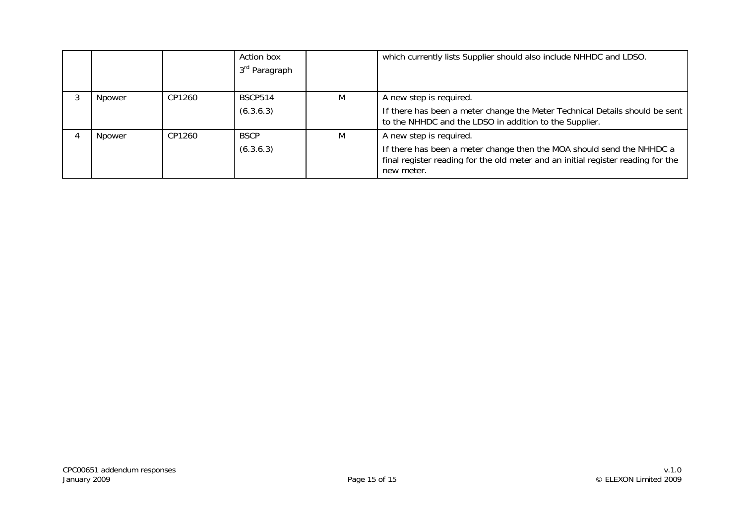| | | | | | |
|---|---|---|---|---|---|
| | | | Action box 3rd Paragraph | | which currently lists Supplier should also include NHHDC and LDSO. |
| 3 | Npower | CP1260 | BSCP514 (6.3.6.3) | M | A new step is required. If there has been a meter change the Meter Technical Details should be sent to the NHHDC and the LDSO in addition to the Supplier. |
| 4 | Npower | CP1260 | BSCP (6.3.6.3) | M | A new step is required. If there has been a meter change then the MOA should send the NHHDC a final register reading for the old meter and an initial register reading for the new meter. |